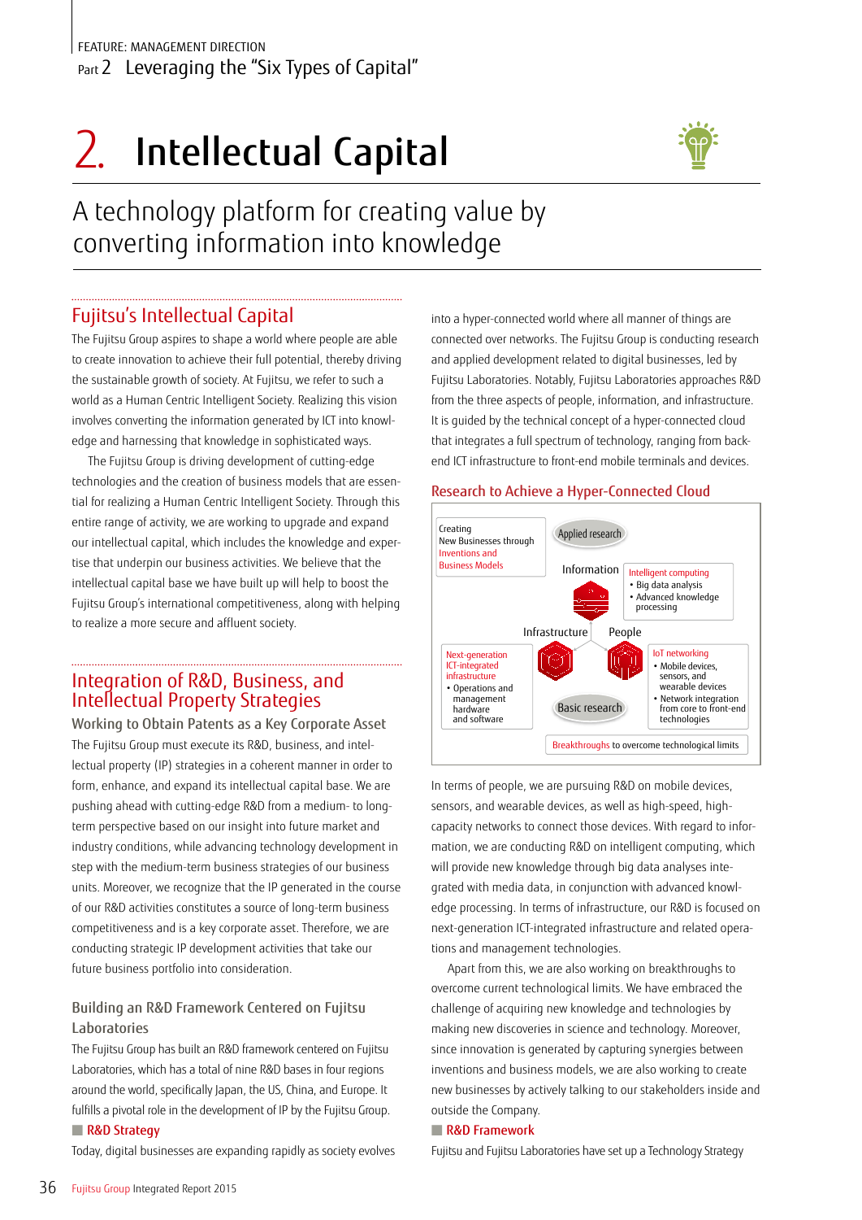FEATURE: MANAGEMENT DIRECTION

Part 2 Leveraging the "Six Types of Capital"

# 2. Intellectual Capital

## A technology platform for creating value by converting information into knowledge

## Fujitsu's Intellectual Capital

The Fujitsu Group aspires to shape a world where people are able to create innovation to achieve their full potential, thereby driving the sustainable growth of society. At Fujitsu, we refer to such a world as a Human Centric Intelligent Society. Realizing this vision involves converting the information generated by ICT into knowledge and harnessing that knowledge in sophisticated ways.

The Fujitsu Group is driving development of cutting-edge technologies and the creation of business models that are essential for realizing a Human Centric Intelligent Society. Through this entire range of activity, we are working to upgrade and expand our intellectual capital, which includes the knowledge and expertise that underpin our business activities. We believe that the intellectual capital base we have built up will help to boost the Fujitsu Group's international competitiveness, along with helping to realize a more secure and affluent society.

## Integration of R&D, Business, and Intellectual Property Strategies

### Working to Obtain Patents as a Key Corporate Asset

The Fujitsu Group must execute its R&D, business, and intellectual property (IP) strategies in a coherent manner in order to form, enhance, and expand its intellectual capital base. We are pushing ahead with cutting-edge R&D from a medium- to long-term perspective based on our insight into future market and industry conditions, while advancing technology development in step with the medium-term business strategies of our business units. Moreover, we recognize that the IP generated in the course of our R&D activities constitutes a source of long-term business competitiveness and is a key corporate asset. Therefore, we are conducting strategic IP development activities that take our future business portfolio into consideration.

### Building an R&D Framework Centered on Fujitsu Laboratories

The Fujitsu Group has built an R&D framework centered on Fujitsu Laboratories, which has a total of nine R&D bases in four regions around the world, specifically Japan, the US, China, and Europe. It fulfills a pivotal role in the development of IP by the Fujitsu Group.

#### R&D Strategy

Today, digital businesses are expanding rapidly as society evolves into a hyper-connected world where all manner of things are connected over networks. The Fujitsu Group is conducting research and applied development related to digital businesses, led by Fujitsu Laboratories. Notably, Fujitsu Laboratories approaches R&D from the three aspects of people, information, and infrastructure. It is guided by the technical concept of a hyper-connected cloud that integrates a full spectrum of technology, ranging from back-end ICT infrastructure to front-end mobile terminals and devices.

**Research to Achieve a Hyper-Connected Cloud**

Creating New Businesses through Inventions and Business Models

Applied research

Information

Intelligent computing
- Big data analysis
- Advanced knowledge processing

Infrastructure

People

Next-generation ICT-integrated infrastructure
- Operations and management hardware and software

Basic research

IoT networking
- Mobile devices, sensors, and wearable devices
- Network integration from core to front-end technologies

Breakthroughs to overcome technological limits

In terms of people, we are pursuing R&D on mobile devices, sensors, and wearable devices, as well as high-speed, high-capacity networks to connect those devices. With regard to information, we are conducting R&D on intelligent computing, which will provide new knowledge through big data analyses integrated with media data, in conjunction with advanced knowledge processing. In terms of infrastructure, our R&D is focused on next-generation ICT-integrated infrastructure and related operations and management technologies.

Apart from this, we are also working on breakthroughs to overcome current technological limits. We have embraced the challenge of acquiring new knowledge and technologies by making new discoveries in science and technology. Moreover, since innovation is generated by capturing synergies between inventions and business models, we are also working to create new businesses by actively talking to our stakeholders inside and outside the Company.

#### R&D Framework

Fujitsu and Fujitsu Laboratories have set up a Technology Strategy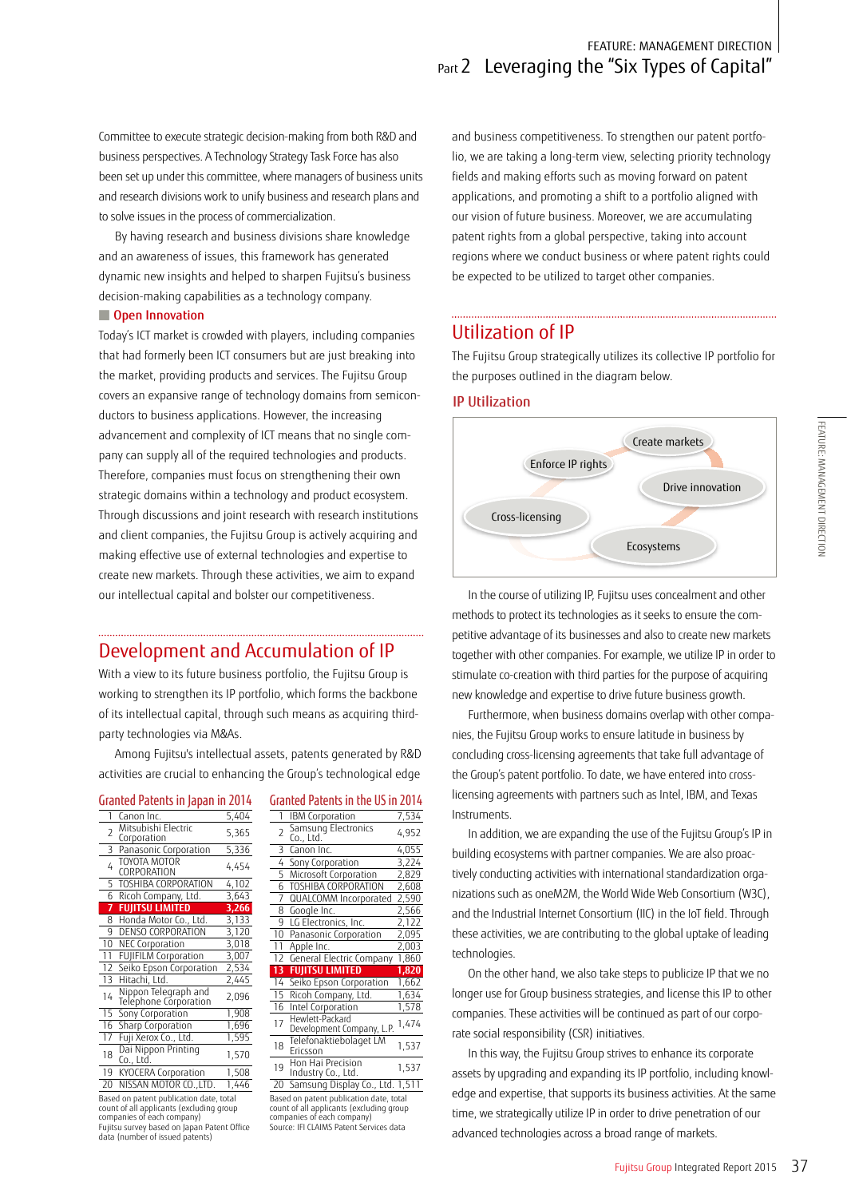Committee to execute strategic decision-making from both R&D and business perspectives. A Technology Strategy Task Force has also been set up under this committee, where managers of business units and research divisions work to unify business and research plans and to solve issues in the process of commercialization.

By having research and business divisions share knowledge and an awareness of issues, this framework has generated dynamic new insights and helped to sharpen Fujitsu's business decision-making capabilities as a technology company.

### Open Innovation

Today's ICT market is crowded with players, including companies that had formerly been ICT consumers but are just breaking into the market, providing products and services. The Fujitsu Group covers an expansive range of technology domains from semiconductors to business applications. However, the increasing advancement and complexity of ICT means that no single company can supply all of the required technologies and products. Therefore, companies must focus on strengthening their own strategic domains within a technology and product ecosystem. Through discussions and joint research with research institutions and client companies, the Fujitsu Group is actively acquiring and making effective use of external technologies and expertise to create new markets. Through these activities, we aim to expand our intellectual capital and bolster our competitiveness.

## Development and Accumulation of IP

With a view to its future business portfolio, the Fujitsu Group is working to strengthen its IP portfolio, which forms the backbone of its intellectual capital, through such means as acquiring third-party technologies via M&As.

Among Fujitsu's intellectual assets, patents generated by R&D activities are crucial to enhancing the Group's technological edge and business competitiveness. To strengthen our patent portfolio, we are taking a long-term view, selecting priority technology fields and making efforts such as moving forward on patent applications, and promoting a shift to a portfolio aligned with our vision of future business. Moreover, we are accumulating patent rights from a global perspective, taking into account regions where we conduct business or where patent rights could be expected to be utilized to target other companies.

### Granted Patents in Japan in 2014

| | | |
|---|---|---|
| 1 | Canon Inc. | 5,404 |
| 2 | Mitsubishi Electric Corporation | 5,365 |
| 3 | Panasonic Corporation | 5,336 |
| 4 | TOYOTA MOTOR CORPORATION | 4,454 |
| 5 | TOSHIBA CORPORATION | 4,102 |
| 6 | Ricoh Company, Ltd. | 3,643 |
| 7 | **FUJITSU LIMITED** | **3,266** |
| 8 | Honda Motor Co., Ltd. | 3,133 |
| 9 | DENSO CORPORATION | 3,120 |
| 10 | NEC Corporation | 3,018 |
| 11 | FUJIFILM Corporation | 3,007 |
| 12 | Seiko Epson Corporation | 2,534 |
| 13 | Hitachi, Ltd. | 2,445 |
| 14 | Nippon Telegraph and Telephone Corporation | 2,096 |
| 15 | Sony Corporation | 1,908 |
| 16 | Sharp Corporation | 1,696 |
| 17 | Fuji Xerox Co., Ltd. | 1,595 |
| 18 | Dai Nippon Printing Co., Ltd. | 1,570 |
| 19 | KYOCERA Corporation | 1,508 |
| 20 | NISSAN MOTOR CO.,LTD. | 1,446 |

Based on patent publication date, total count of all applicants (excluding group companies of each company)
Fujitsu survey based on Japan Patent Office data (number of issued patents)

### Granted Patents in the US in 2014

| | | |
|---|---|---|
| 1 | IBM Corporation | 7,534 |
| 2 | Samsung Electronics Co., Ltd. | 4,952 |
| 3 | Canon Inc. | 4,055 |
| 4 | Sony Corporation | 3,224 |
| 5 | Microsoft Corporation | 2,829 |
| 6 | TOSHIBA CORPORATION | 2,608 |
| 7 | QUALCOMM Incorporated | 2,590 |
| 8 | Google Inc. | 2,566 |
| 9 | LG Electronics, Inc. | 2,122 |
| 10 | Panasonic Corporation | 2,095 |
| 11 | Apple Inc. | 2,003 |
| 12 | General Electric Company | 1,860 |
| 13 | **FUJITSU LIMITED** | **1,820** |
| 14 | Seiko Epson Corporation | 1,662 |
| 15 | Ricoh Company, Ltd. | 1,634 |
| 16 | Intel Corporation | 1,578 |
| 17 | Hewlett-Packard Development Company, L.P. | 1,474 |
| 18 | Telefonaktiebolaget LM Ericsson | 1,537 |
| 19 | Hon Hai Precision Industry Co., Ltd. | 1,537 |
| 20 | Samsung Display Co., Ltd. | 1,511 |

Based on patent publication date, total count of all applicants (excluding group companies of each company)
Source: IFI CLAIMS Patent Services data

## Utilization of IP

The Fujitsu Group strategically utilizes its collective IP portfolio for the purposes outlined in the diagram below.

### IP Utilization

Create markets
Enforce IP rights
Drive innovation
Cross-licensing
Ecosystems

In the course of utilizing IP, Fujitsu uses concealment and other methods to protect its technologies as it seeks to ensure the competitive advantage of its businesses and also to create new markets together with other companies. For example, we utilize IP in order to stimulate co-creation with third parties for the purpose of acquiring new knowledge and expertise to drive future business growth.

Furthermore, when business domains overlap with other companies, the Fujitsu Group works to ensure latitude in business by concluding cross-licensing agreements that take full advantage of the Group's patent portfolio. To date, we have entered into cross-licensing agreements with partners such as Intel, IBM, and Texas Instruments.

In addition, we are expanding the use of the Fujitsu Group's IP in building ecosystems with partner companies. We are also proactively conducting activities with international standardization organizations such as oneM2M, the World Wide Web Consortium (W3C), and the Industrial Internet Consortium (IIC) in the IoT field. Through these activities, we are contributing to the global uptake of leading technologies.

On the other hand, we also take steps to publicize IP that we no longer use for Group business strategies, and license this IP to other companies. These activities will be continued as part of our corporate social responsibility (CSR) initiatives.

In this way, the Fujitsu Group strives to enhance its corporate assets by upgrading and expanding its IP portfolio, including knowledge and expertise, that supports its business activities. At the same time, we strategically utilize IP in order to drive penetration of our advanced technologies across a broad range of markets.